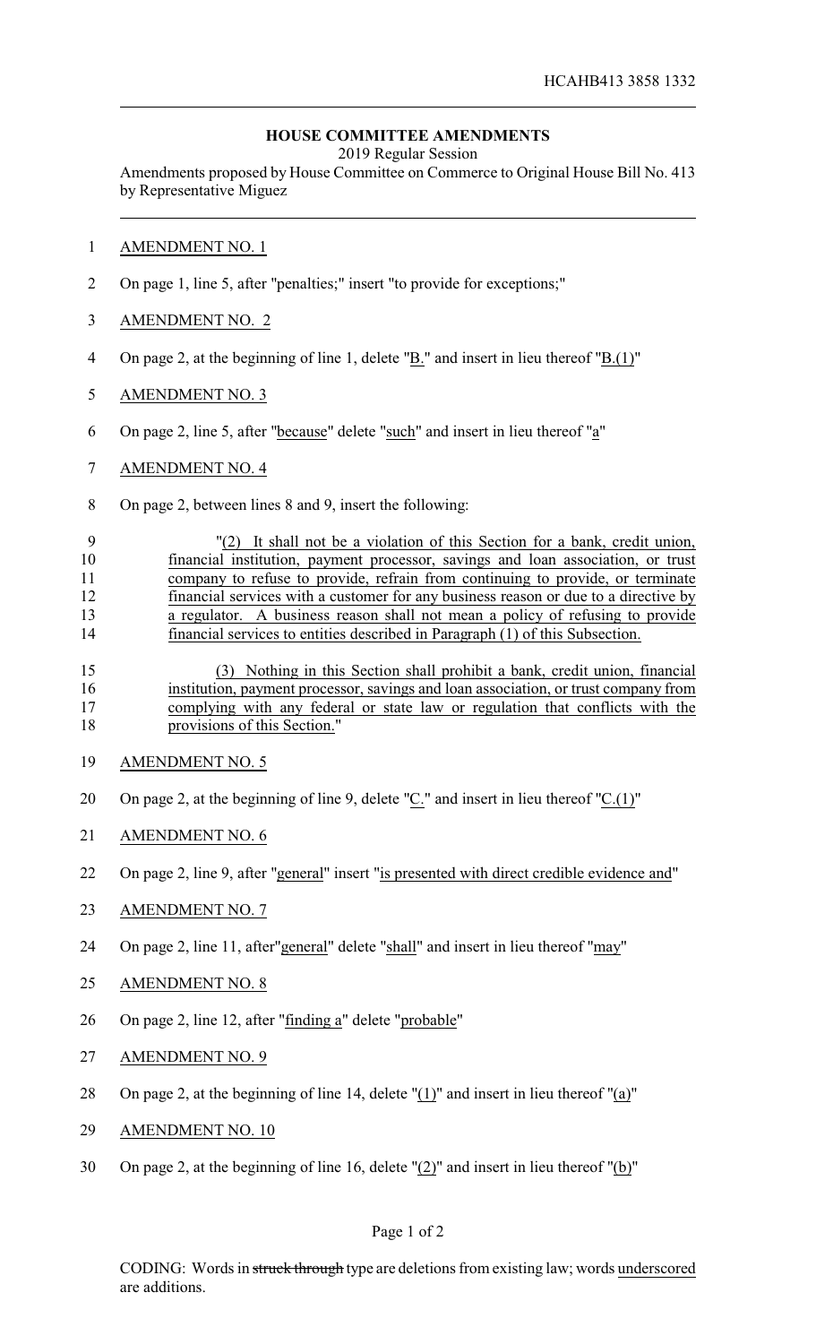HCAHB413 3858 1332

**HOUSE COMMITTEE AMENDMENTS**

2019 Regular Session

Amendments proposed by House Committee on Commerce to Original House Bill No. 413 by Representative Miguez

AMENDMENT NO. 1

On page 1, line 5, after "penalties;" insert "to provide for exceptions;"

AMENDMENT NO. 2

On page 2, at the beginning of line 1, delete "B." and insert in lieu thereof "B.(1)"

AMENDMENT NO. 3

On page 2, line 5, after "because" delete "such" and insert in lieu thereof "a"

AMENDMENT NO. 4

On page 2, between lines 8 and 9, insert the following:

"(2) It shall not be a violation of this Section for a bank, credit union, financial institution, payment processor, savings and loan association, or trust company to refuse to provide, refrain from continuing to provide, or terminate financial services with a customer for any business reason or due to a directive by a regulator. A business reason shall not mean a policy of refusing to provide financial services to entities described in Paragraph (1) of this Subsection.

(3) Nothing in this Section shall prohibit a bank, credit union, financial institution, payment processor, savings and loan association, or trust company from complying with any federal or state law or regulation that conflicts with the provisions of this Section."

AMENDMENT NO. 5

On page 2, at the beginning of line 9, delete "C." and insert in lieu thereof "C.(1)"

AMENDMENT NO. 6

On page 2, line 9, after "general" insert "is presented with direct credible evidence and"

AMENDMENT NO. 7

On page 2, line 11, after "general" delete "shall" and insert in lieu thereof "may"

AMENDMENT NO. 8

On page 2, line 12, after "finding a" delete "probable"

AMENDMENT NO. 9

On page 2, at the beginning of line 14, delete "(1)" and insert in lieu thereof "(a)"

AMENDMENT NO. 10

On page 2, at the beginning of line 16, delete "(2)" and insert in lieu thereof "(b)"

CODING: Words in ~~struck through~~ type are deletions from existing law; words underscored are additions.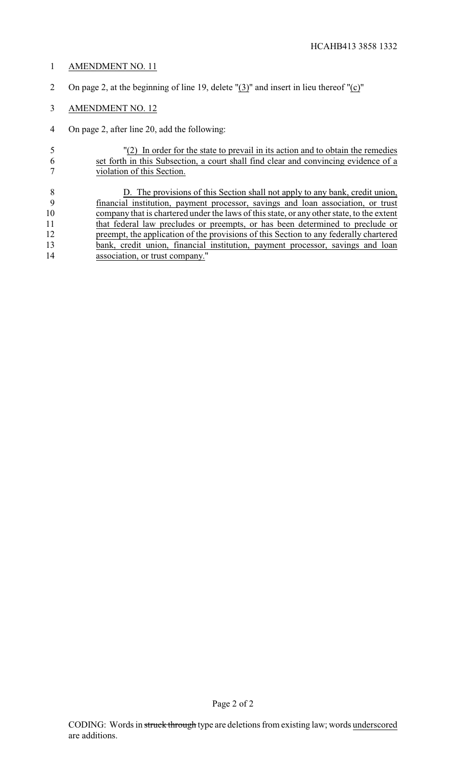AMENDMENT NO. 11

On page 2, at the beginning of line 19, delete "(3)" and insert in lieu thereof "(c)"

AMENDMENT NO. 12

On page 2, after line 20, add the following:

"(2) In order for the state to prevail in its action and to obtain the remedies set forth in this Subsection, a court shall find clear and convincing evidence of a violation of this Section.

D. The provisions of this Section shall not apply to any bank, credit union, financial institution, payment processor, savings and loan association, or trust company that is chartered under the laws of this state, or any other state, to the extent that federal law precludes or preempts, or has been determined to preclude or preempt, the application of the provisions of this Section to any federally chartered bank, credit union, financial institution, payment processor, savings and loan association, or trust company."

CODING: Words in ~~struck through~~ type are deletions from existing law; words underscored are additions.